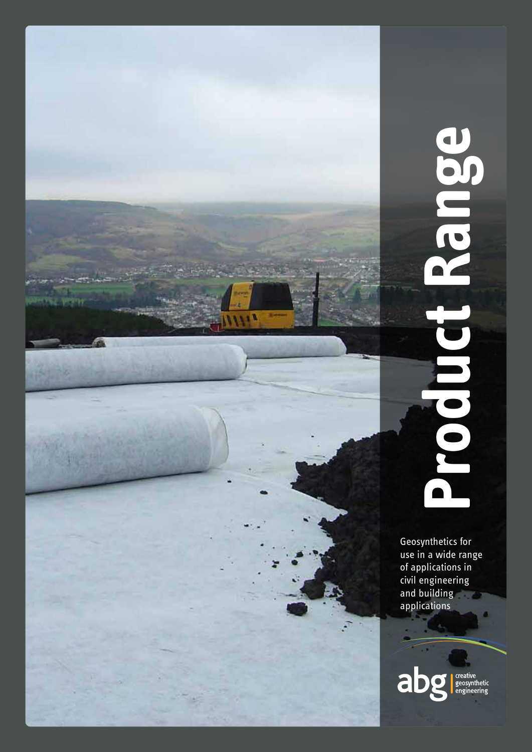# Product Range

Geosynthetics for use in a wide range of applications in civil engineering and building applications

abg creative geosynthetic engineering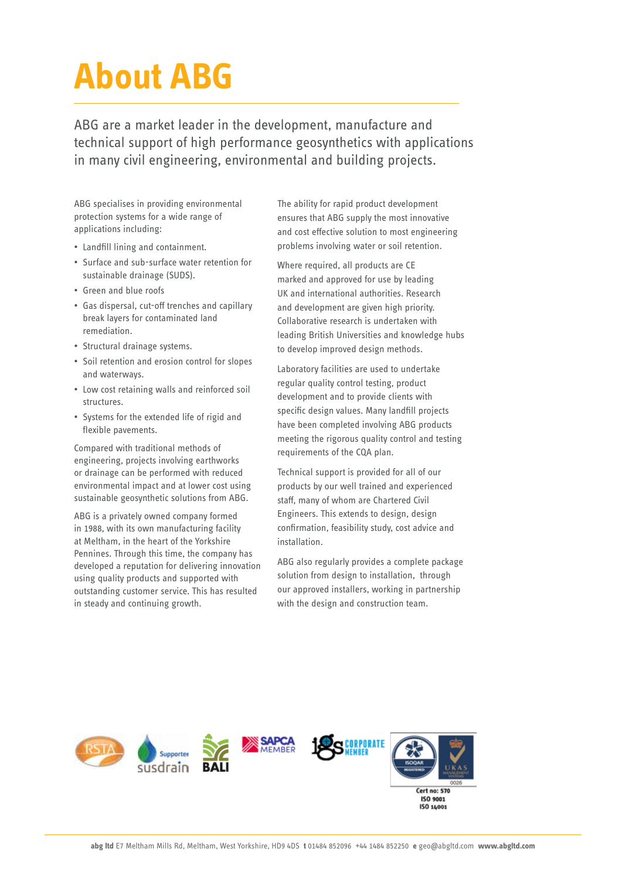# About ABG

ABG are a market leader in the development, manufacture and technical support of high performance geosynthetics with applications in many civil engineering, environmental and building projects.

ABG specialises in providing environmental protection systems for a wide range of applications including:

- Landfill lining and containment.
- Surface and sub-surface water retention for sustainable drainage (SUDS).
- Green and blue roofs
- Gas dispersal, cut-off trenches and capillary break layers for contaminated land remediation.
- Structural drainage systems.
- Soil retention and erosion control for slopes and waterways.
- Low cost retaining walls and reinforced soil structures.
- Systems for the extended life of rigid and flexible pavements.

Compared with traditional methods of engineering, projects involving earthworks or drainage can be performed with reduced environmental impact and at lower cost using sustainable geosynthetic solutions from ABG.

ABG is a privately owned company formed in 1988, with its own manufacturing facility at Meltham, in the heart of the Yorkshire Pennines. Through this time, the company has developed a reputation for delivering innovation using quality products and supported with outstanding customer service. This has resulted in steady and continuing growth.

The ability for rapid product development ensures that ABG supply the most innovative and cost effective solution to most engineering problems involving water or soil retention.

Where required, all products are CE marked and approved for use by leading UK and international authorities. Research and development are given high priority. Collaborative research is undertaken with leading British Universities and knowledge hubs to develop improved design methods.

Laboratory facilities are used to undertake regular quality control testing, product development and to provide clients with specific design values. Many landfill projects have been completed involving ABG products meeting the rigorous quality control and testing requirements of the CQA plan.

Technical support is provided for all of our products by our well trained and experienced staff, many of whom are Chartered Civil Engineers. This extends to design, design confirmation, feasibility study, cost advice and installation.

ABG also regularly provides a complete package solution from design to installation, through our approved installers, working in partnership with the design and construction team.

RSTA | Supporter susdrain | BALI | SAPCA MEMBER | IGS CORPORATE MEMBER | ISOQAR REGISTERED | UKAS MANAGEMENT SYSTEMS 0026

Cert no: 570
ISO 9001
ISO 14001

**abg ltd** E7 Meltham Mills Rd, Meltham, West Yorkshire, HD9 4DS **t** 01484 852096 +44 1484 852250 **e** geo@abgltd.com **www.abgltd.com**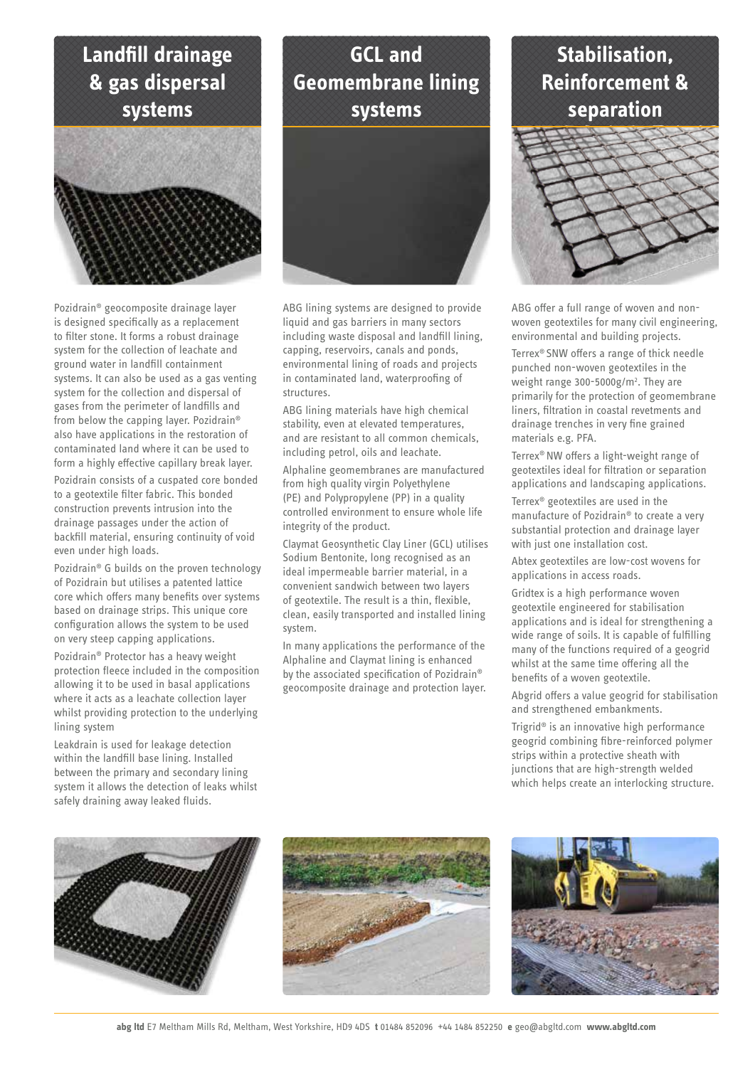## Landfill drainage & gas dispersal systems

Pozidrain® geocomposite drainage layer is designed specifically as a replacement to filter stone. It forms a robust drainage system for the collection of leachate and ground water in landfill containment systems. It can also be used as a gas venting system for the collection and dispersal of gases from the perimeter of landfills and from below the capping layer. Pozidrain® also have applications in the restoration of contaminated land where it can be used to form a highly effective capillary break layer.

Pozidrain consists of a cuspated core bonded to a geotextile filter fabric. This bonded construction prevents intrusion into the drainage passages under the action of backfill material, ensuring continuity of void even under high loads.

Pozidrain® G builds on the proven technology of Pozidrain but utilises a patented lattice core which offers many benefits over systems based on drainage strips. This unique core configuration allows the system to be used on very steep capping applications.

Pozidrain® Protector has a heavy weight protection fleece included in the composition allowing it to be used in basal applications where it acts as a leachate collection layer whilst providing protection to the underlying lining system

Leakdrain is used for leakage detection within the landfill base lining. Installed between the primary and secondary lining system it allows the detection of leaks whilst safely draining away leaked fluids.

## GCL and Geomembrane lining systems

ABG lining systems are designed to provide liquid and gas barriers in many sectors including waste disposal and landfill lining, capping, reservoirs, canals and ponds, environmental lining of roads and projects in contaminated land, waterproofing of structures.

ABG lining materials have high chemical stability, even at elevated temperatures, and are resistant to all common chemicals, including petrol, oils and leachate.

Alphaline geomembranes are manufactured from high quality virgin Polyethylene (PE) and Polypropylene (PP) in a quality controlled environment to ensure whole life integrity of the product.

Claymat Geosynthetic Clay Liner (GCL) utilises Sodium Bentonite, long recognised as an ideal impermeable barrier material, in a convenient sandwich between two layers of geotextile. The result is a thin, flexible, clean, easily transported and installed lining system.

In many applications the performance of the Alphaline and Claymat lining is enhanced by the associated specification of Pozidrain® geocomposite drainage and protection layer.

## Stabilisation, Reinforcement & separation

ABG offer a full range of woven and non-woven geotextiles for many civil engineering, environmental and building projects.

Terrex® SNW offers a range of thick needle punched non-woven geotextiles in the weight range 300-5000g/m². They are primarily for the protection of geomembrane liners, filtration in coastal revetments and drainage trenches in very fine grained materials e.g. PFA.

Terrex® NW offers a light-weight range of geotextiles ideal for filtration or separation applications and landscaping applications.

Terrex® geotextiles are used in the manufacture of Pozidrain® to create a very substantial protection and drainage layer with just one installation cost.

Abtex geotextiles are low-cost wovens for applications in access roads.

Gridtex is a high performance woven geotextile engineered for stabilisation applications and is ideal for strengthening a wide range of soils. It is capable of fulfilling many of the functions required of a geogrid whilst at the same time offering all the benefits of a woven geotextile.

Abgrid offers a value geogrid for stabilisation and strengthened embankments.

Trigrid® is an innovative high performance geogrid combining fibre-reinforced polymer strips within a protective sheath with junctions that are high-strength welded which helps create an interlocking structure.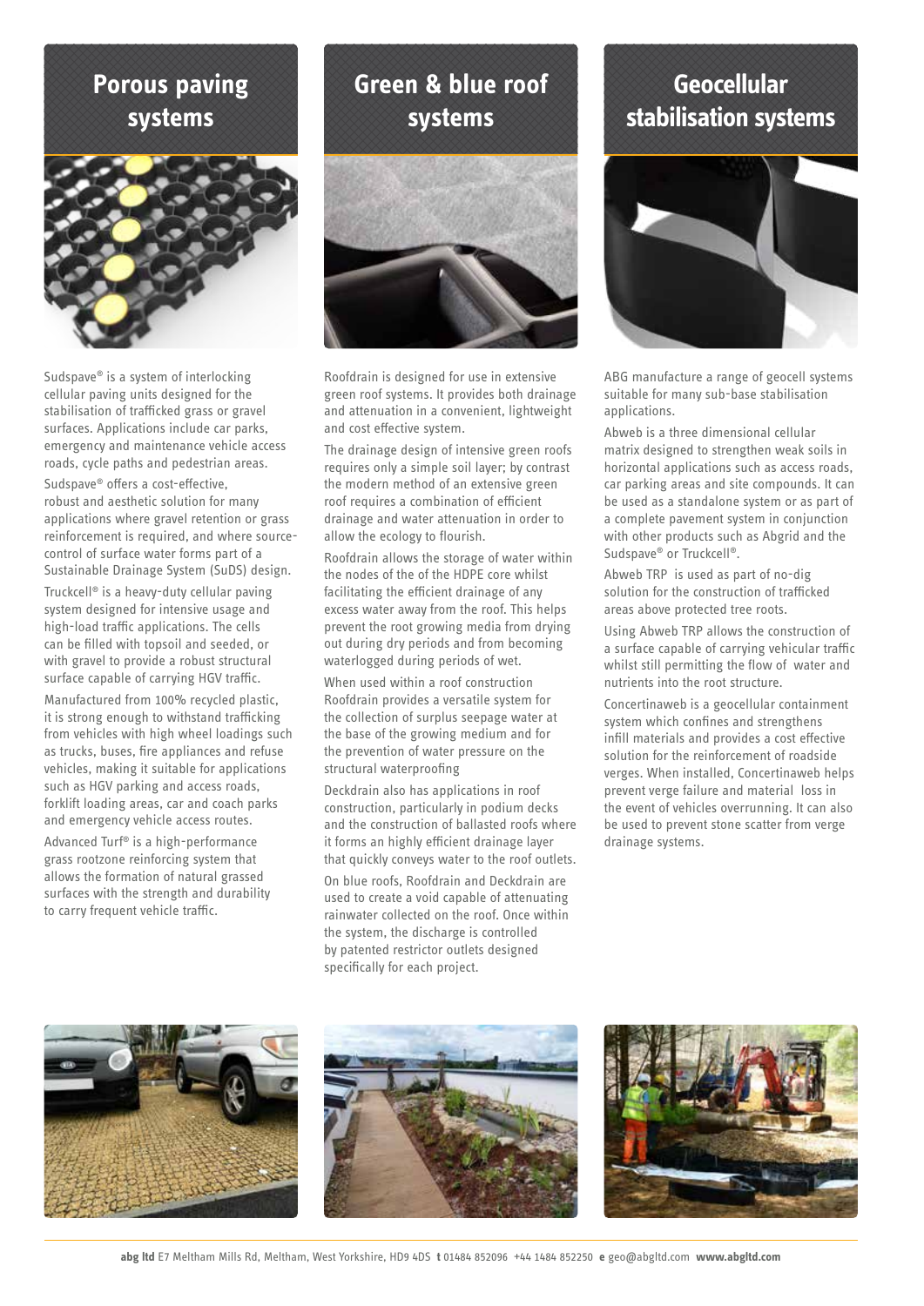## Porous paving systems

Sudspave® is a system of interlocking cellular paving units designed for the stabilisation of trafficked grass or gravel surfaces. Applications include car parks, emergency and maintenance vehicle access roads, cycle paths and pedestrian areas.

Sudspave® offers a cost-effective, robust and aesthetic solution for many applications where gravel retention or grass reinforcement is required, and where source-control of surface water forms part of a Sustainable Drainage System (SuDS) design.

Truckcell® is a heavy-duty cellular paving system designed for intensive usage and high-load traffic applications. The cells can be filled with topsoil and seeded, or with gravel to provide a robust structural surface capable of carrying HGV traffic.

Manufactured from 100% recycled plastic, it is strong enough to withstand trafficking from vehicles with high wheel loadings such as trucks, buses, fire appliances and refuse vehicles, making it suitable for applications such as HGV parking and access roads, forklift loading areas, car and coach parks and emergency vehicle access routes.

Advanced Turf® is a high-performance grass rootzone reinforcing system that allows the formation of natural grassed surfaces with the strength and durability to carry frequent vehicle traffic.

## Green & blue roof systems

Roofdrain is designed for use in extensive green roof systems. It provides both drainage and attenuation in a convenient, lightweight and cost effective system.

The drainage design of intensive green roofs requires only a simple soil layer; by contrast the modern method of an extensive green roof requires a combination of efficient drainage and water attenuation in order to allow the ecology to flourish.

Roofdrain allows the storage of water within the nodes of the of the HDPE core whilst facilitating the efficient drainage of any excess water away from the roof. This helps prevent the root growing media from drying out during dry periods and from becoming waterlogged during periods of wet.

When used within a roof construction Roofdrain provides a versatile system for the collection of surplus seepage water at the base of the growing medium and for the prevention of water pressure on the structural waterproofing

Deckdrain also has applications in roof construction, particularly in podium decks and the construction of ballasted roofs where it forms an highly efficient drainage layer that quickly conveys water to the roof outlets.

On blue roofs, Roofdrain and Deckdrain are used to create a void capable of attenuating rainwater collected on the roof. Once within the system, the discharge is controlled by patented restrictor outlets designed specifically for each project.

## Geocellular stabilisation systems

ABG manufacture a range of geocell systems suitable for many sub-base stabilisation applications.

Abweb is a three dimensional cellular matrix designed to strengthen weak soils in horizontal applications such as access roads, car parking areas and site compounds. It can be used as a standalone system or as part of a complete pavement system in conjunction with other products such as Abgrid and the Sudspave® or Truckcell®.

Abweb TRP is used as part of no-dig solution for the construction of trafficked areas above protected tree roots.

Using Abweb TRP allows the construction of a surface capable of carrying vehicular traffic whilst still permitting the flow of water and nutrients into the root structure.

Concertinaweb is a geocellular containment system which confines and strengthens infill materials and provides a cost effective solution for the reinforcement of roadside verges. When installed, Concertinaweb helps prevent verge failure and material loss in the event of vehicles overrunning. It can also be used to prevent stone scatter from verge drainage systems.

**abg ltd** E7 Meltham Mills Rd, Meltham, West Yorkshire, HD9 4DS **t** 01484 852096 +44 1484 852250 **e** geo@abgltd.com **www.abgltd.com**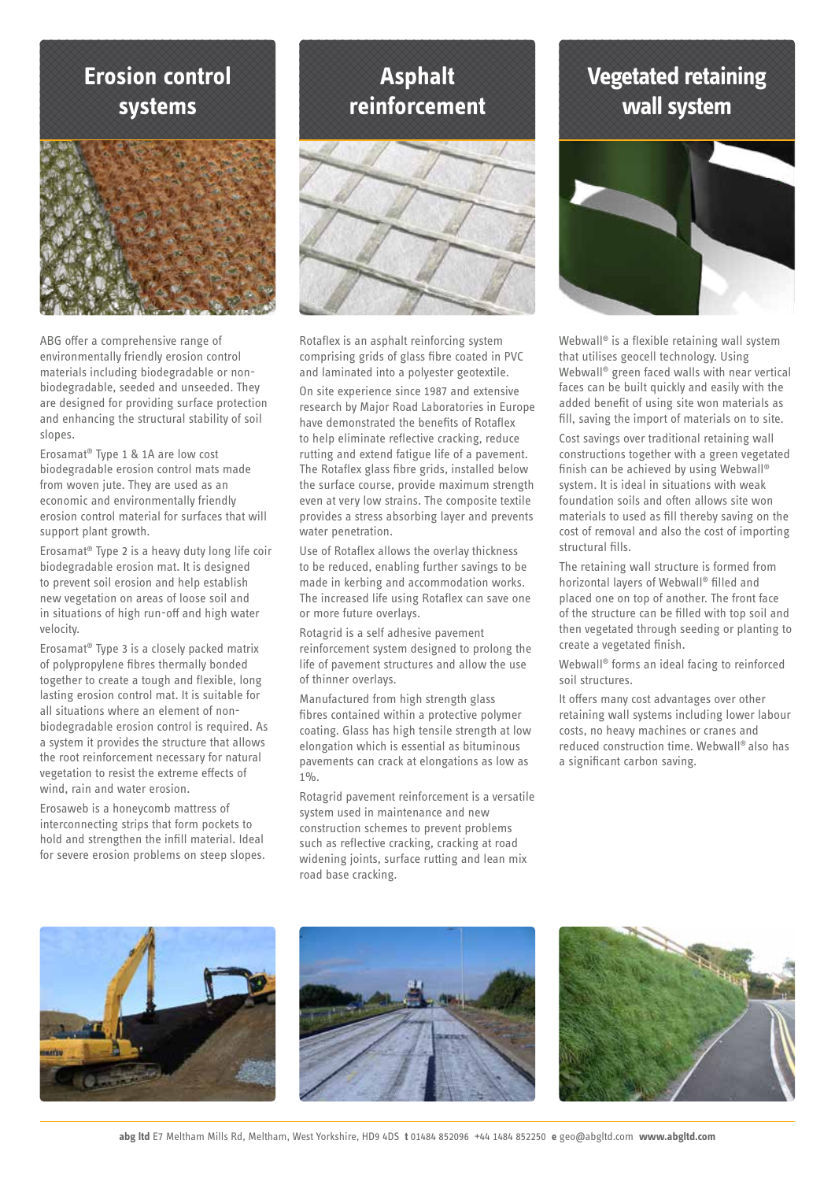## Erosion control systems

ABG offer a comprehensive range of environmentally friendly erosion control materials including biodegradable or non-biodegradable, seeded and unseeded. They are designed for providing surface protection and enhancing the structural stability of soil slopes.

Erosamat® Type 1 & 1A are low cost biodegradable erosion control mats made from woven jute. They are used as an economic and environmentally friendly erosion control material for surfaces that will support plant growth.

Erosamat® Type 2 is a heavy duty long life coir biodegradable erosion mat. It is designed to prevent soil erosion and help establish new vegetation on areas of loose soil and in situations of high run-off and high water velocity.

Erosamat® Type 3 is a closely packed matrix of polypropylene fibres thermally bonded together to create a tough and flexible, long lasting erosion control mat. It is suitable for all situations where an element of non-biodegradable erosion control is required. As a system it provides the structure that allows the root reinforcement necessary for natural vegetation to resist the extreme effects of wind, rain and water erosion.

Erosaweb is a honeycomb mattress of interconnecting strips that form pockets to hold and strengthen the infill material. Ideal for severe erosion problems on steep slopes.

## Asphalt reinforcement

Rotaflex is an asphalt reinforcing system comprising grids of glass fibre coated in PVC and laminated into a polyester geotextile.

On site experience since 1987 and extensive research by Major Road Laboratories in Europe have demonstrated the benefits of Rotaflex to help eliminate reflective cracking, reduce rutting and extend fatigue life of a pavement. The Rotaflex glass fibre grids, installed below the surface course, provide maximum strength even at very low strains. The composite textile provides a stress absorbing layer and prevents water penetration.

Use of Rotaflex allows the overlay thickness to be reduced, enabling further savings to be made in kerbing and accommodation works. The increased life using Rotaflex can save one or more future overlays.

Rotagrid is a self adhesive pavement reinforcement system designed to prolong the life of pavement structures and allow the use of thinner overlays.

Manufactured from high strength glass fibres contained within a protective polymer coating. Glass has high tensile strength at low elongation which is essential as bituminous pavements can crack at elongations as low as 1%.

Rotagrid pavement reinforcement is a versatile system used in maintenance and new construction schemes to prevent problems such as reflective cracking, cracking at road widening joints, surface rutting and lean mix road base cracking.

## Vegetated retaining wall system

Webwall® is a flexible retaining wall system that utilises geocell technology. Using Webwall® green faced walls with near vertical faces can be built quickly and easily with the added benefit of using site won materials as fill, saving the import of materials on to site.

Cost savings over traditional retaining wall constructions together with a green vegetated finish can be achieved by using Webwall® system. It is ideal in situations with weak foundation soils and often allows site won materials to used as fill thereby saving on the cost of removal and also the cost of importing structural fills.

The retaining wall structure is formed from horizontal layers of Webwall® filled and placed one on top of another. The front face of the structure can be filled with top soil and then vegetated through seeding or planting to create a vegetated finish.

Webwall® forms an ideal facing to reinforced soil structures.

It offers many cost advantages over other retaining wall systems including lower labour costs, no heavy machines or cranes and reduced construction time. Webwall® also has a significant carbon saving.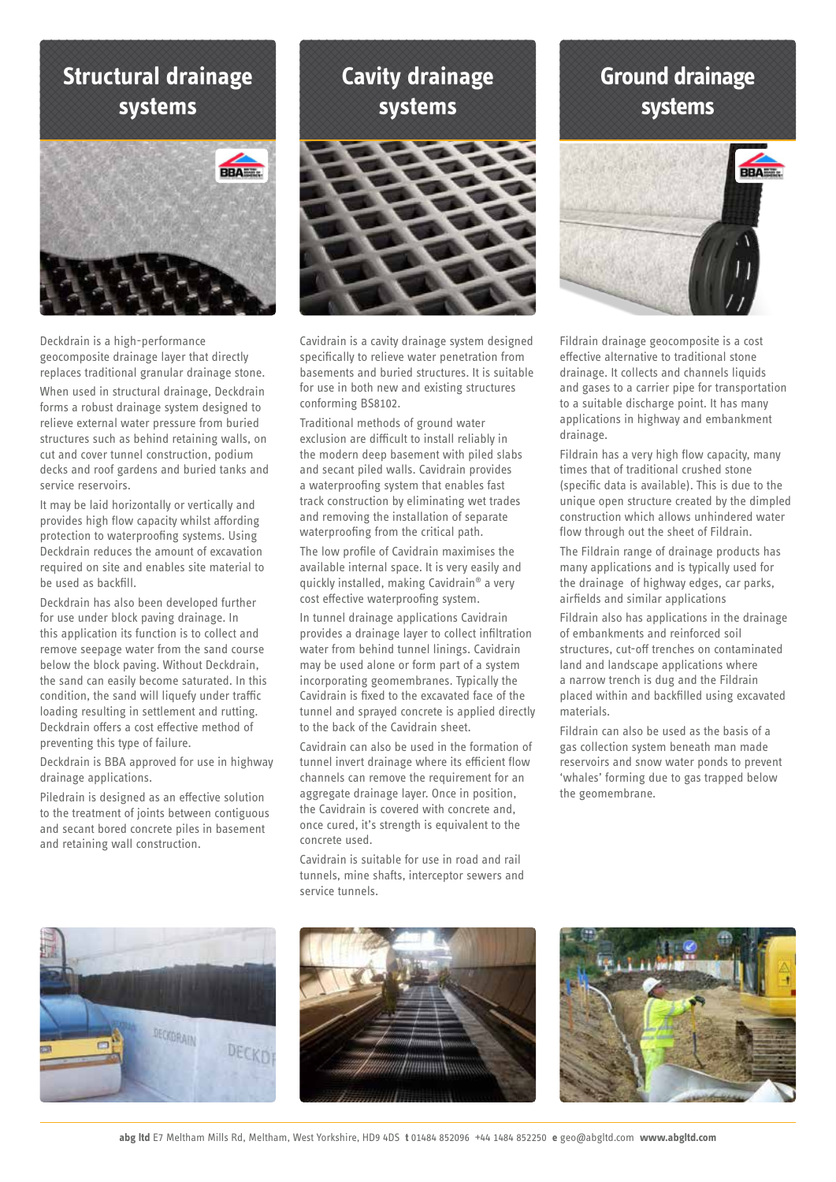## Structural drainage systems

Deckdrain is a high-performance geocomposite drainage layer that directly replaces traditional granular drainage stone.

When used in structural drainage, Deckdrain forms a robust drainage system designed to relieve external water pressure from buried structures such as behind retaining walls, on cut and cover tunnel construction, podium decks and roof gardens and buried tanks and service reservoirs.

It may be laid horizontally or vertically and provides high flow capacity whilst affording protection to waterproofing systems. Using Deckdrain reduces the amount of excavation required on site and enables site material to be used as backfill.

Deckdrain has also been developed further for use under block paving drainage. In this application its function is to collect and remove seepage water from the sand course below the block paving. Without Deckdrain, the sand can easily become saturated. In this condition, the sand will liquefy under traffic loading resulting in settlement and rutting. Deckdrain offers a cost effective method of preventing this type of failure.

Deckdrain is BBA approved for use in highway drainage applications.

Piledrain is designed as an effective solution to the treatment of joints between contiguous and secant bored concrete piles in basement and retaining wall construction.

## Cavity drainage systems

Cavidrain is a cavity drainage system designed specifically to relieve water penetration from basements and buried structures. It is suitable for use in both new and existing structures conforming BS8102.

Traditional methods of ground water exclusion are difficult to install reliably in the modern deep basement with piled slabs and secant piled walls. Cavidrain provides a waterproofing system that enables fast track construction by eliminating wet trades and removing the installation of separate waterproofing from the critical path.

The low profile of Cavidrain maximises the available internal space. It is very easily and quickly installed, making Cavidrain® a very cost effective waterproofing system.

In tunnel drainage applications Cavidrain provides a drainage layer to collect infiltration water from behind tunnel linings. Cavidrain may be used alone or form part of a system incorporating geomembranes. Typically the Cavidrain is fixed to the excavated face of the tunnel and sprayed concrete is applied directly to the back of the Cavidrain sheet.

Cavidrain can also be used in the formation of tunnel invert drainage where its efficient flow channels can remove the requirement for an aggregate drainage layer. Once in position, the Cavidrain is covered with concrete and, once cured, it's strength is equivalent to the concrete used.

Cavidrain is suitable for use in road and rail tunnels, mine shafts, interceptor sewers and service tunnels.

## Ground drainage systems

Fildrain drainage geocomposite is a cost effective alternative to traditional stone drainage. It collects and channels liquids and gases to a carrier pipe for transportation to a suitable discharge point. It has many applications in highway and embankment drainage.

Fildrain has a very high flow capacity, many times that of traditional crushed stone (specific data is available). This is due to the unique open structure created by the dimpled construction which allows unhindered water flow through out the sheet of Fildrain.

The Fildrain range of drainage products has many applications and is typically used for the drainage of highway edges, car parks, airfields and similar applications

Fildrain also has applications in the drainage of embankments and reinforced soil structures, cut-off trenches on contaminated land and landscape applications where a narrow trench is dug and the Fildrain placed within and backfilled using excavated materials.

Fildrain can also be used as the basis of a gas collection system beneath man made reservoirs and snow water ponds to prevent 'whales' forming due to gas trapped below the geomembrane.

**abg ltd** E7 Meltham Mills Rd, Meltham, West Yorkshire, HD9 4DS **t** 01484 852096 +44 1484 852250 **e** geo@abgltd.com **www.abgltd.com**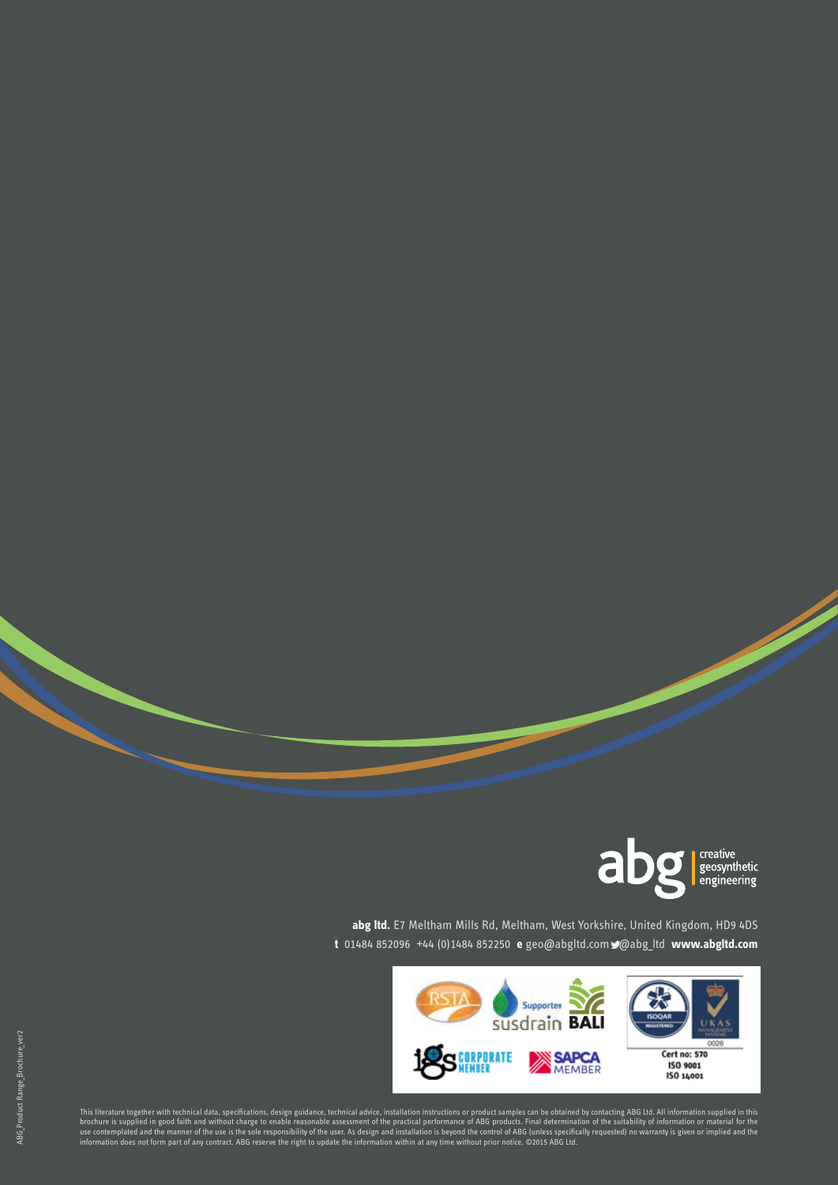abg | creative geosynthetic engineering

**abg ltd.** E7 Meltham Mills Rd, Meltham, West Yorkshire, United Kingdom, HD9 4DS

**t** 01484 852096 +44 (0)1484 852250 **e** geo@abgltd.com @abg_ltd **www.abgltd.com**

Cert no: 570
ISO 9001
ISO 14001

This literature together with technical data, specifications, design guidance, technical advice, installation instructions or product samples can be obtained by contacting ABG Ltd. All information supplied in this brochure is supplied in good faith and without charge to enable reasonable assessment of the practical performance of ABG products. Final determination of the suitability of information or material for the use contemplated and the manner of the use is the sole responsibility of the user. As design and installation is beyond the control of ABG (unless specifically requested) no warranty is given or implied and the information does not form part of any contract. ABG reserve the right to update the information within at any time without prior notice. ©2015 ABG Ltd.

ABG_Product Range_Brochure_ver2